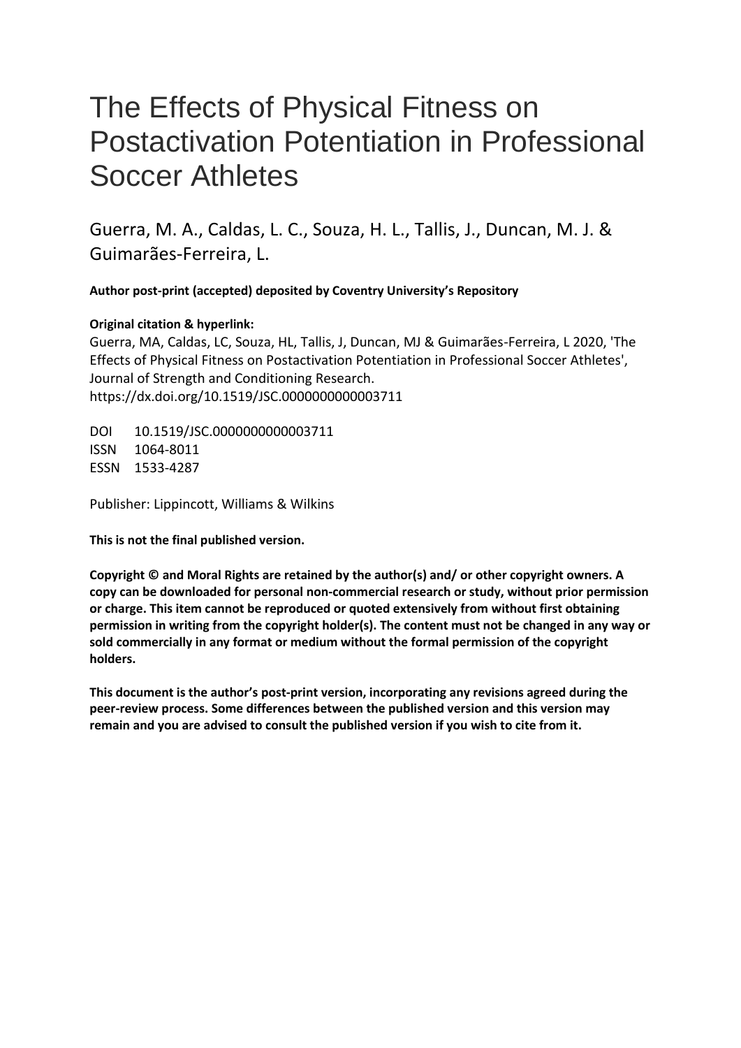# The Effects of Physical Fitness on Postactivation Potentiation in Professional Soccer Athletes

Guerra, M. A., Caldas, L. C., Souza, H. L., Tallis, J., Duncan, M. J. & Guimarães-Ferreira, L.

**Author post-print (accepted) deposited by Coventry University's Repository**

**Original citation & hyperlink:**

Guerra, MA, Caldas, LC, Souza, HL, Tallis, J, Duncan, MJ & Guimarães-Ferreira, L 2020, 'The Effects of Physical Fitness on Postactivation Potentiation in Professional Soccer Athletes', Journal of Strength and Conditioning Research.
https://dx.doi.org/10.1519/JSC.0000000000003711

DOI 10.1519/JSC.0000000000003711
ISSN 1064-8011
ESSN 1533-4287

Publisher: Lippincott, Williams & Wilkins

**This is not the final published version.**

**Copyright © and Moral Rights are retained by the author(s) and/ or other copyright owners. A copy can be downloaded for personal non-commercial research or study, without prior permission or charge. This item cannot be reproduced or quoted extensively from without first obtaining permission in writing from the copyright holder(s). The content must not be changed in any way or sold commercially in any format or medium without the formal permission of the copyright holders.**

**This document is the author's post-print version, incorporating any revisions agreed during the peer-review process. Some differences between the published version and this version may remain and you are advised to consult the published version if you wish to cite from it.**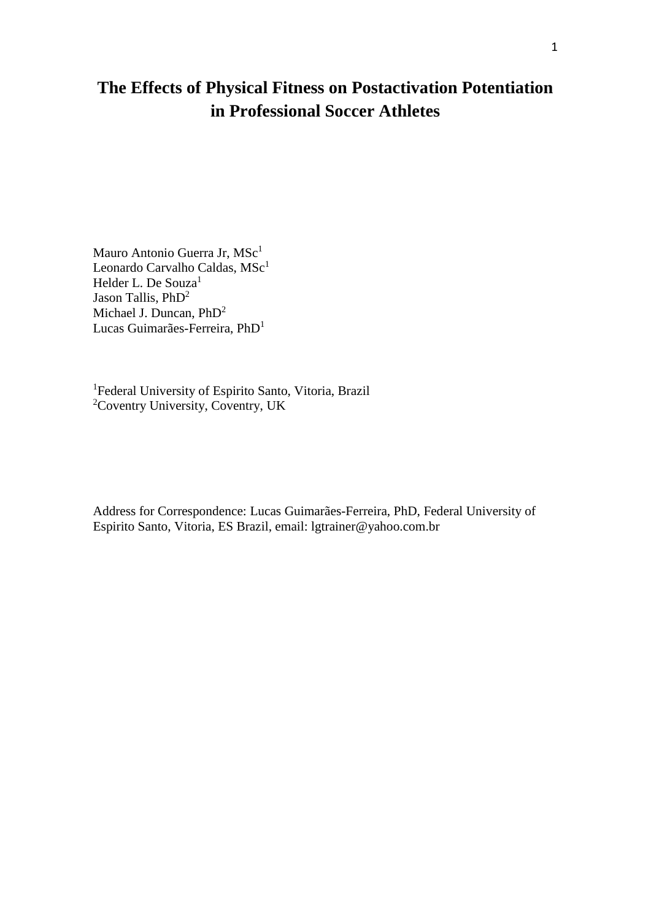# The Effects of Physical Fitness on Postactivation Potentiation in Professional Soccer Athletes

Mauro Antonio Guerra Jr, MSc[1]
Leonardo Carvalho Caldas, MSc[1]
Helder L. De Souza[1]
Jason Tallis, PhD[2]
Michael J. Duncan, PhD[2]
Lucas Guimarães-Ferreira, PhD[1]

[1]Federal University of Espirito Santo, Vitoria, Brazil
[2]Coventry University, Coventry, UK

Address for Correspondence: Lucas Guimarães-Ferreira, PhD, Federal University of Espirito Santo, Vitoria, ES Brazil, email: lgtrainer@yahoo.com.br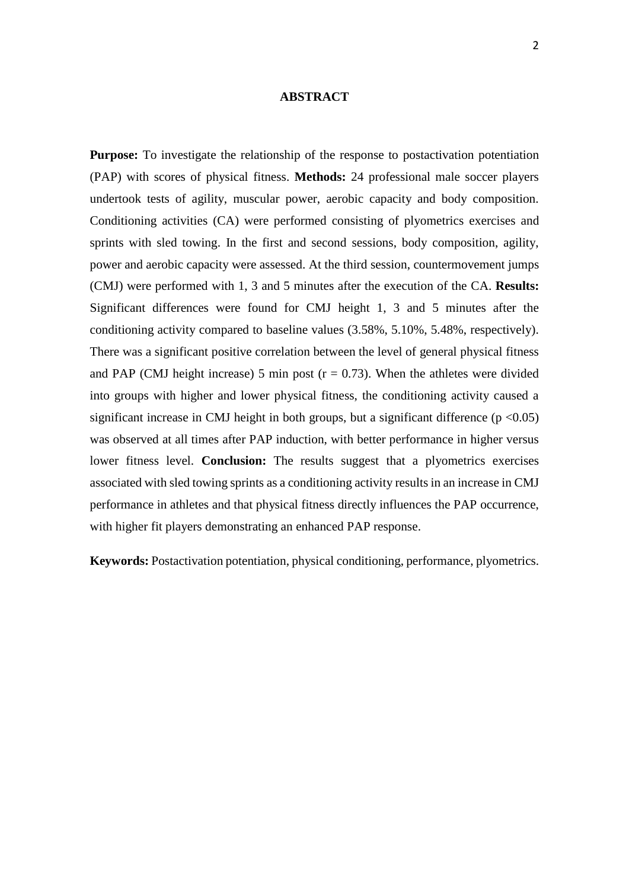# ABSTRACT

**Purpose:** To investigate the relationship of the response to postactivation potentiation (PAP) with scores of physical fitness. **Methods:** 24 professional male soccer players undertook tests of agility, muscular power, aerobic capacity and body composition. Conditioning activities (CA) were performed consisting of plyometrics exercises and sprints with sled towing. In the first and second sessions, body composition, agility, power and aerobic capacity were assessed. At the third session, countermovement jumps (CMJ) were performed with 1, 3 and 5 minutes after the execution of the CA. **Results:** Significant differences were found for CMJ height 1, 3 and 5 minutes after the conditioning activity compared to baseline values (3.58%, 5.10%, 5.48%, respectively). There was a significant positive correlation between the level of general physical fitness and PAP (CMJ height increase) 5 min post ($r = 0.73$). When the athletes were divided into groups with higher and lower physical fitness, the conditioning activity caused a significant increase in CMJ height in both groups, but a significant difference ($p < 0.05$) was observed at all times after PAP induction, with better performance in higher versus lower fitness level. **Conclusion:** The results suggest that a plyometrics exercises associated with sled towing sprints as a conditioning activity results in an increase in CMJ performance in athletes and that physical fitness directly influences the PAP occurrence, with higher fit players demonstrating an enhanced PAP response.

**Keywords:** Postactivation potentiation, physical conditioning, performance, plyometrics.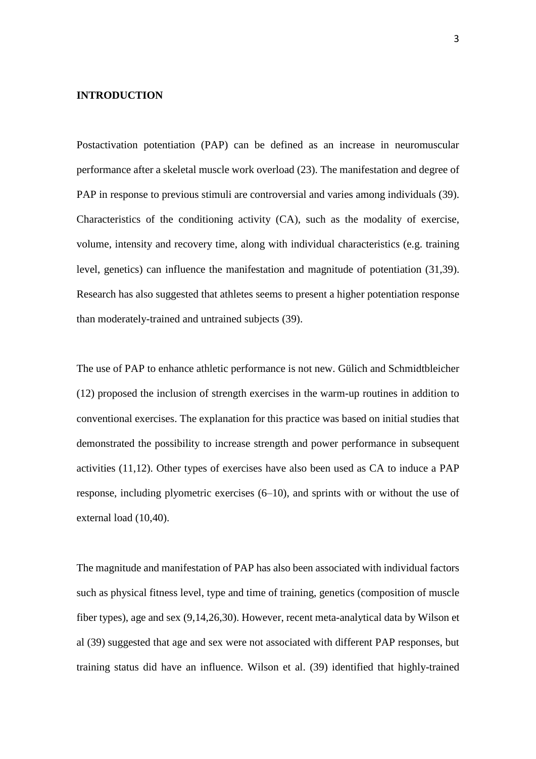## INTRODUCTION

Postactivation potentiation (PAP) can be defined as an increase in neuromuscular performance after a skeletal muscle work overload (23). The manifestation and degree of PAP in response to previous stimuli are controversial and varies among individuals (39). Characteristics of the conditioning activity (CA), such as the modality of exercise, volume, intensity and recovery time, along with individual characteristics (e.g. training level, genetics) can influence the manifestation and magnitude of potentiation (31,39). Research has also suggested that athletes seems to present a higher potentiation response than moderately-trained and untrained subjects (39).

The use of PAP to enhance athletic performance is not new. Gülich and Schmidtbleicher (12) proposed the inclusion of strength exercises in the warm-up routines in addition to conventional exercises. The explanation for this practice was based on initial studies that demonstrated the possibility to increase strength and power performance in subsequent activities (11,12). Other types of exercises have also been used as CA to induce a PAP response, including plyometric exercises (6–10), and sprints with or without the use of external load (10,40).

The magnitude and manifestation of PAP has also been associated with individual factors such as physical fitness level, type and time of training, genetics (composition of muscle fiber types), age and sex (9,14,26,30). However, recent meta-analytical data by Wilson et al (39) suggested that age and sex were not associated with different PAP responses, but training status did have an influence. Wilson et al. (39) identified that highly-trained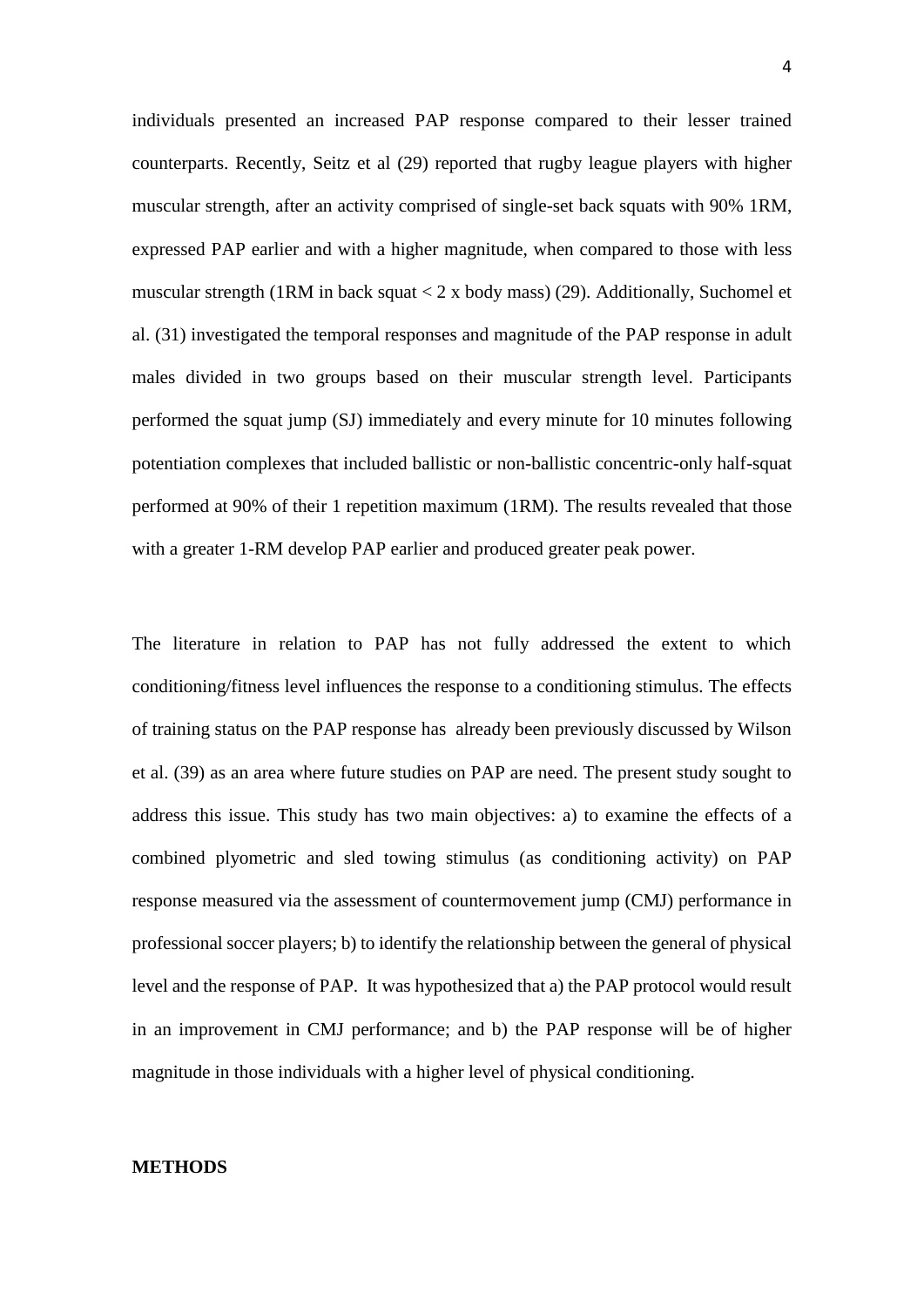individuals presented an increased PAP response compared to their lesser trained counterparts. Recently, Seitz et al (29) reported that rugby league players with higher muscular strength, after an activity comprised of single-set back squats with 90% 1RM, expressed PAP earlier and with a higher magnitude, when compared to those with less muscular strength (1RM in back squat < 2 x body mass) (29). Additionally, Suchomel et al. (31) investigated the temporal responses and magnitude of the PAP response in adult males divided in two groups based on their muscular strength level. Participants performed the squat jump (SJ) immediately and every minute for 10 minutes following potentiation complexes that included ballistic or non-ballistic concentric-only half-squat performed at 90% of their 1 repetition maximum (1RM). The results revealed that those with a greater 1-RM develop PAP earlier and produced greater peak power.

The literature in relation to PAP has not fully addressed the extent to which conditioning/fitness level influences the response to a conditioning stimulus. The effects of training status on the PAP response has already been previously discussed by Wilson et al. (39) as an area where future studies on PAP are need. The present study sought to address this issue. This study has two main objectives: a) to examine the effects of a combined plyometric and sled towing stimulus (as conditioning activity) on PAP response measured via the assessment of countermovement jump (CMJ) performance in professional soccer players; b) to identify the relationship between the general of physical level and the response of PAP. It was hypothesized that a) the PAP protocol would result in an improvement in CMJ performance; and b) the PAP response will be of higher magnitude in those individuals with a higher level of physical conditioning.

**METHODS**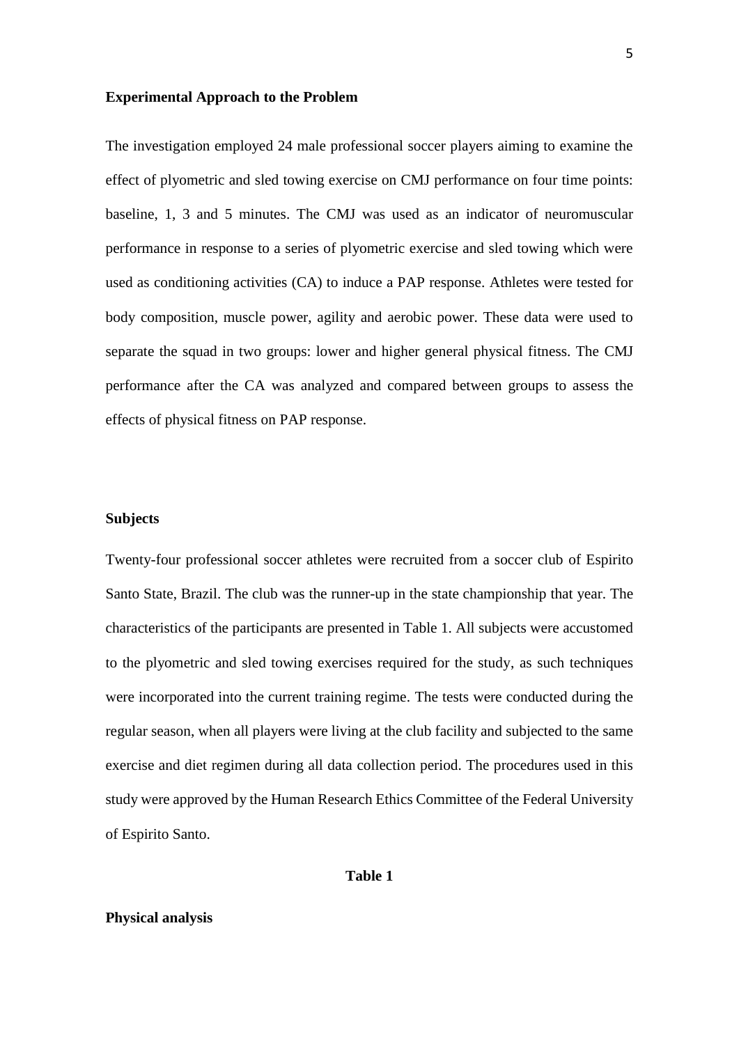**Experimental Approach to the Problem**

The investigation employed 24 male professional soccer players aiming to examine the effect of plyometric and sled towing exercise on CMJ performance on four time points: baseline, 1, 3 and 5 minutes. The CMJ was used as an indicator of neuromuscular performance in response to a series of plyometric exercise and sled towing which were used as conditioning activities (CA) to induce a PAP response. Athletes were tested for body composition, muscle power, agility and aerobic power. These data were used to separate the squad in two groups: lower and higher general physical fitness. The CMJ performance after the CA was analyzed and compared between groups to assess the effects of physical fitness on PAP response.

**Subjects**

Twenty-four professional soccer athletes were recruited from a soccer club of Espirito Santo State, Brazil. The club was the runner-up in the state championship that year. The characteristics of the participants are presented in Table 1. All subjects were accustomed to the plyometric and sled towing exercises required for the study, as such techniques were incorporated into the current training regime. The tests were conducted during the regular season, when all players were living at the club facility and subjected to the same exercise and diet regimen during all data collection period. The procedures used in this study were approved by the Human Research Ethics Committee of the Federal University of Espirito Santo.

**Table 1**

**Physical analysis**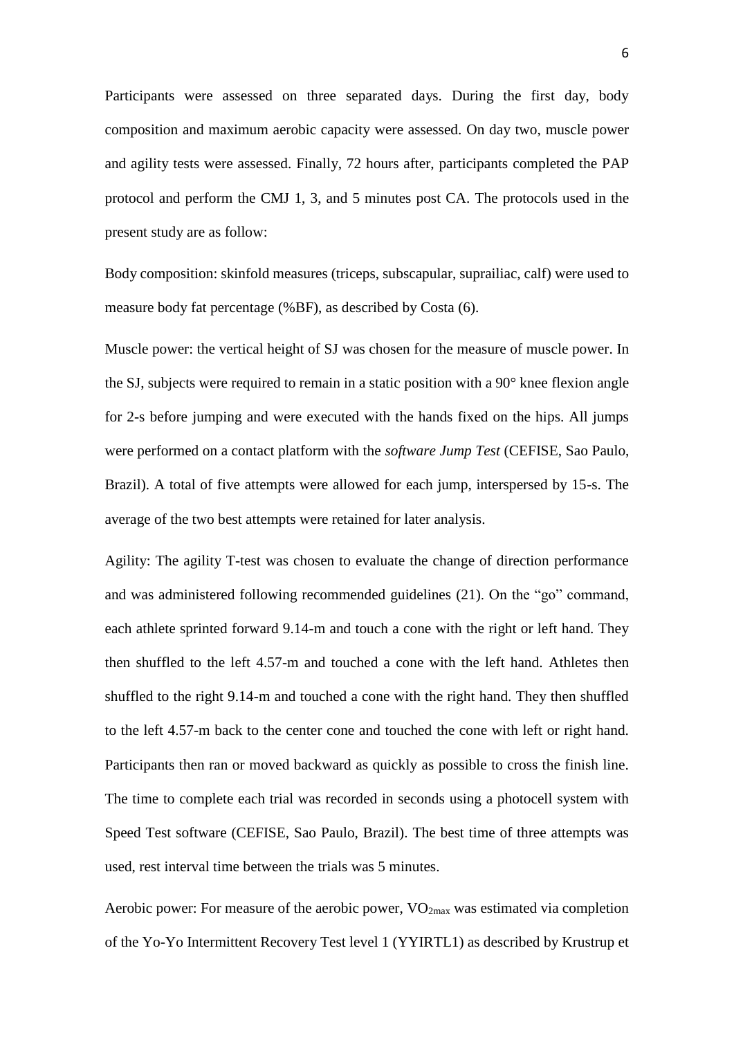Participants were assessed on three separated days. During the first day, body composition and maximum aerobic capacity were assessed. On day two, muscle power and agility tests were assessed. Finally, 72 hours after, participants completed the PAP protocol and perform the CMJ 1, 3, and 5 minutes post CA. The protocols used in the present study are as follow:

Body composition: skinfold measures (triceps, subscapular, suprailiac, calf) were used to measure body fat percentage (%BF), as described by Costa (6).

Muscle power: the vertical height of SJ was chosen for the measure of muscle power. In the SJ, subjects were required to remain in a static position with a 90° knee flexion angle for 2-s before jumping and were executed with the hands fixed on the hips. All jumps were performed on a contact platform with the *software Jump Test* (CEFISE, Sao Paulo, Brazil). A total of five attempts were allowed for each jump, interspersed by 15-s. The average of the two best attempts were retained for later analysis.

Agility: The agility T-test was chosen to evaluate the change of direction performance and was administered following recommended guidelines (21). On the "go" command, each athlete sprinted forward 9.14-m and touch a cone with the right or left hand. They then shuffled to the left 4.57-m and touched a cone with the left hand. Athletes then shuffled to the right 9.14-m and touched a cone with the right hand. They then shuffled to the left 4.57-m back to the center cone and touched the cone with left or right hand. Participants then ran or moved backward as quickly as possible to cross the finish line. The time to complete each trial was recorded in seconds using a photocell system with Speed Test software (CEFISE, Sao Paulo, Brazil). The best time of three attempts was used, rest interval time between the trials was 5 minutes.

Aerobic power: For measure of the aerobic power, $VO_{2max}$ was estimated via completion of the Yo-Yo Intermittent Recovery Test level 1 (YYIRTL1) as described by Krustrup et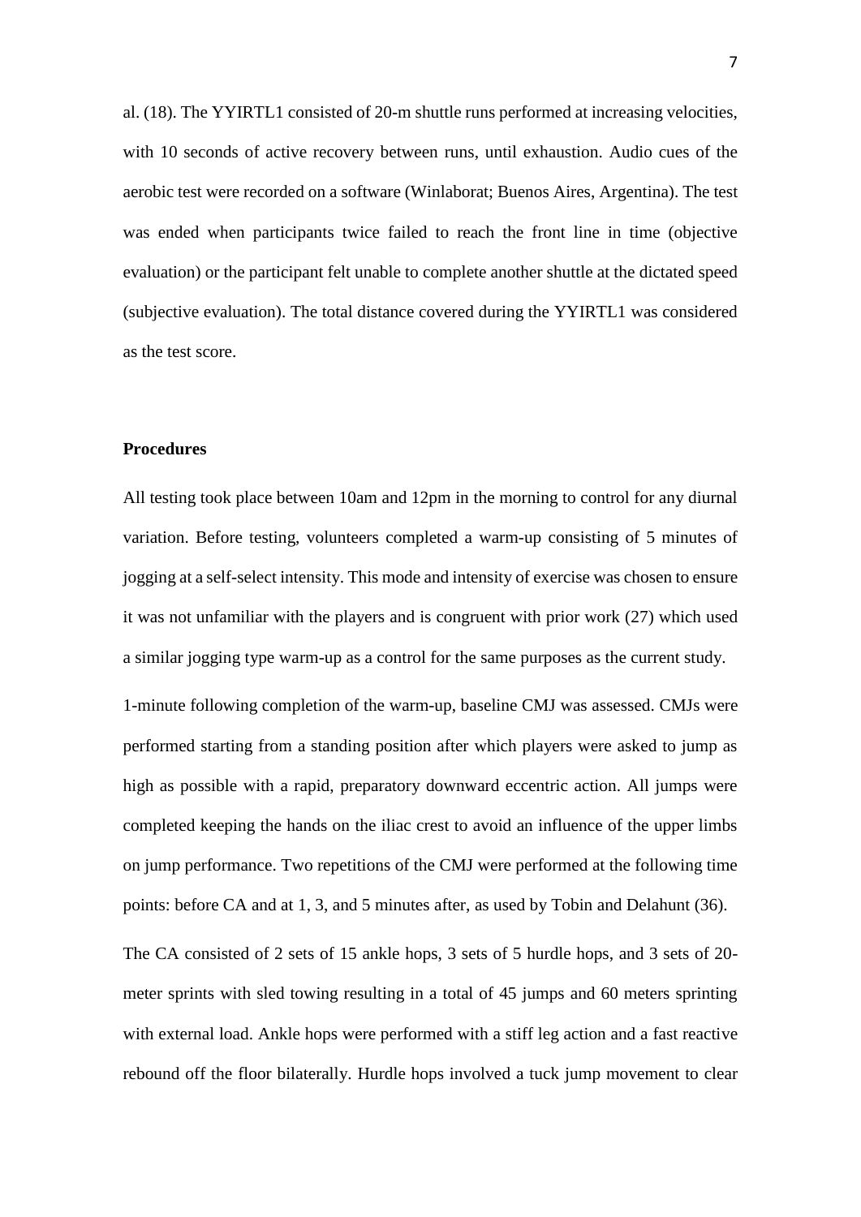al. (18). The YYIRTL1 consisted of 20-m shuttle runs performed at increasing velocities, with 10 seconds of active recovery between runs, until exhaustion. Audio cues of the aerobic test were recorded on a software (Winlaborat; Buenos Aires, Argentina). The test was ended when participants twice failed to reach the front line in time (objective evaluation) or the participant felt unable to complete another shuttle at the dictated speed (subjective evaluation). The total distance covered during the YYIRTL1 was considered as the test score.

**Procedures**

All testing took place between 10am and 12pm in the morning to control for any diurnal variation. Before testing, volunteers completed a warm-up consisting of 5 minutes of jogging at a self-select intensity. This mode and intensity of exercise was chosen to ensure it was not unfamiliar with the players and is congruent with prior work (27) which used a similar jogging type warm-up as a control for the same purposes as the current study.

1-minute following completion of the warm-up, baseline CMJ was assessed. CMJs were performed starting from a standing position after which players were asked to jump as high as possible with a rapid, preparatory downward eccentric action. All jumps were completed keeping the hands on the iliac crest to avoid an influence of the upper limbs on jump performance. Two repetitions of the CMJ were performed at the following time points: before CA and at 1, 3, and 5 minutes after, as used by Tobin and Delahunt (36).

The CA consisted of 2 sets of 15 ankle hops, 3 sets of 5 hurdle hops, and 3 sets of 20-meter sprints with sled towing resulting in a total of 45 jumps and 60 meters sprinting with external load. Ankle hops were performed with a stiff leg action and a fast reactive rebound off the floor bilaterally. Hurdle hops involved a tuck jump movement to clear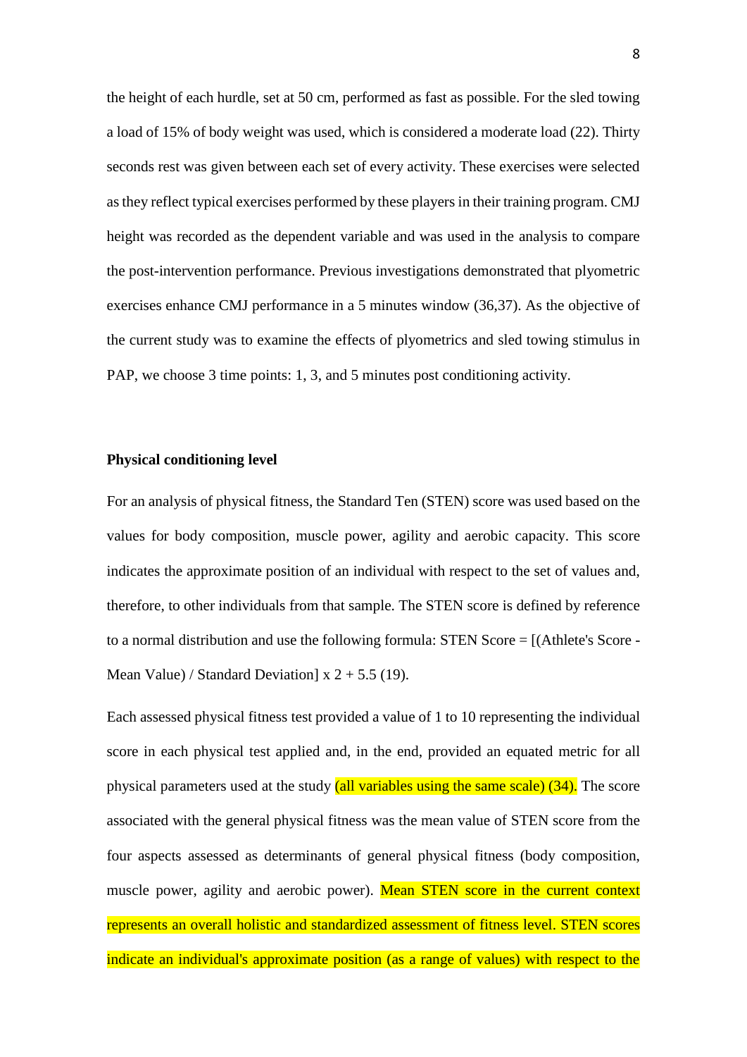the height of each hurdle, set at 50 cm, performed as fast as possible. For the sled towing a load of 15% of body weight was used, which is considered a moderate load (22). Thirty seconds rest was given between each set of every activity. These exercises were selected as they reflect typical exercises performed by these players in their training program. CMJ height was recorded as the dependent variable and was used in the analysis to compare the post-intervention performance. Previous investigations demonstrated that plyometric exercises enhance CMJ performance in a 5 minutes window (36,37). As the objective of the current study was to examine the effects of plyometrics and sled towing stimulus in PAP, we choose 3 time points: 1, 3, and 5 minutes post conditioning activity.

**Physical conditioning level**

For an analysis of physical fitness, the Standard Ten (STEN) score was used based on the values for body composition, muscle power, agility and aerobic capacity. This score indicates the approximate position of an individual with respect to the set of values and, therefore, to other individuals from that sample. The STEN score is defined by reference to a normal distribution and use the following formula: STEN Score = [(Athlete's Score - Mean Value) / Standard Deviation] x 2 + 5.5 (19).

Each assessed physical fitness test provided a value of 1 to 10 representing the individual score in each physical test applied and, in the end, provided an equated metric for all physical parameters used at the study (all variables using the same scale) (34). The score associated with the general physical fitness was the mean value of STEN score from the four aspects assessed as determinants of general physical fitness (body composition, muscle power, agility and aerobic power). Mean STEN score in the current context represents an overall holistic and standardized assessment of fitness level. STEN scores indicate an individual's approximate position (as a range of values) with respect to the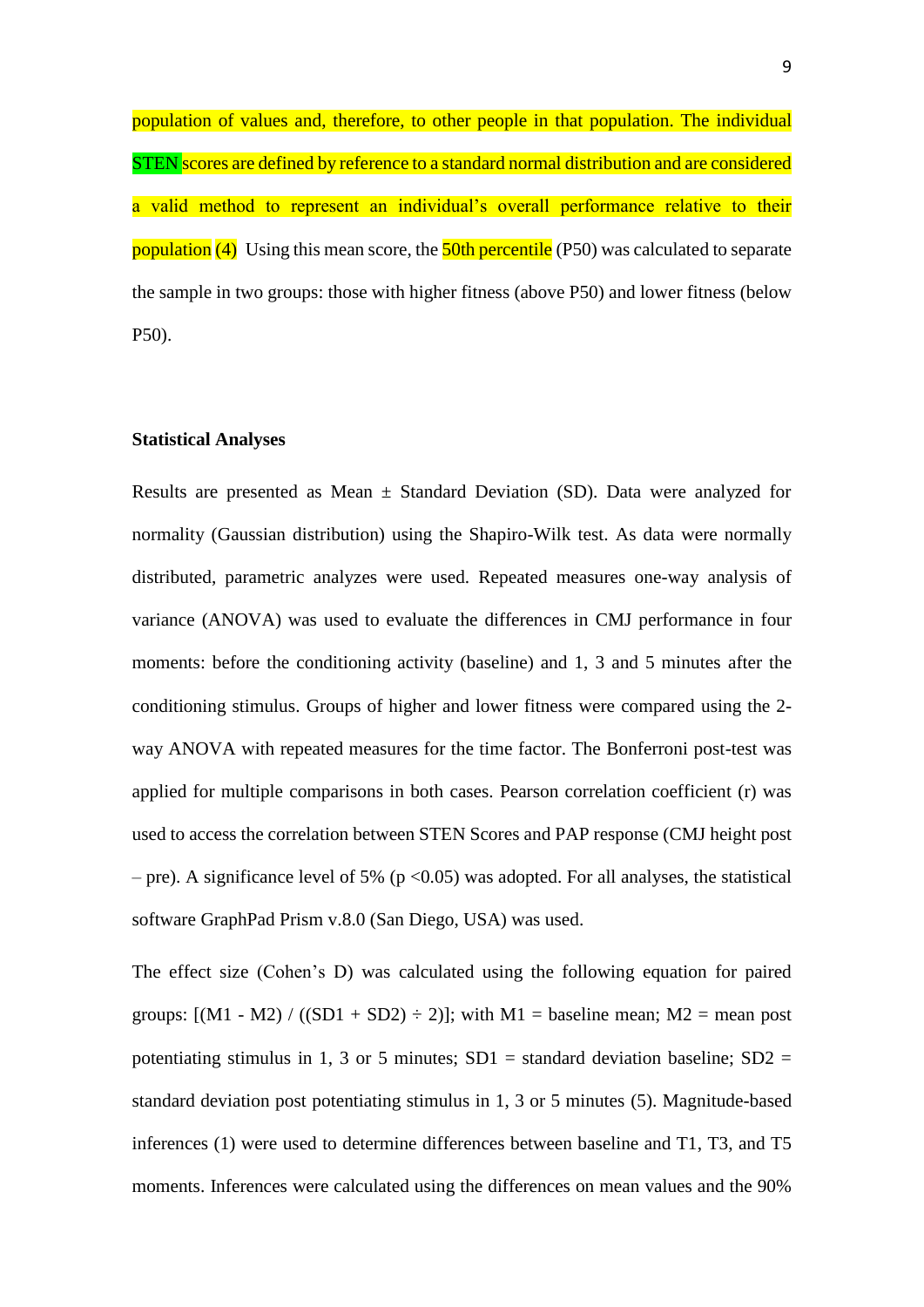population of values and, therefore, to other people in that population. The individual STEN scores are defined by reference to a standard normal distribution and are considered a valid method to represent an individual's overall performance relative to their population (4) Using this mean score, the 50th percentile (P50) was calculated to separate the sample in two groups: those with higher fitness (above P50) and lower fitness (below P50).

**Statistical Analyses**

Results are presented as Mean ± Standard Deviation (SD). Data were analyzed for normality (Gaussian distribution) using the Shapiro-Wilk test. As data were normally distributed, parametric analyzes were used. Repeated measures one-way analysis of variance (ANOVA) was used to evaluate the differences in CMJ performance in four moments: before the conditioning activity (baseline) and 1, 3 and 5 minutes after the conditioning stimulus. Groups of higher and lower fitness were compared using the 2-way ANOVA with repeated measures for the time factor. The Bonferroni post-test was applied for multiple comparisons in both cases. Pearson correlation coefficient (r) was used to access the correlation between STEN Scores and PAP response (CMJ height post – pre). A significance level of 5% ($p < 0.05$) was adopted. For all analyses, the statistical software GraphPad Prism v.8.0 (San Diego, USA) was used.

The effect size (Cohen's D) was calculated using the following equation for paired groups: $[(M1 - M2) / ((SD1 + SD2) \div 2)]$; with M1 = baseline mean; M2 = mean post potentiating stimulus in 1, 3 or 5 minutes; SD1 = standard deviation baseline; SD2 = standard deviation post potentiating stimulus in 1, 3 or 5 minutes (5). Magnitude-based inferences (1) were used to determine differences between baseline and T1, T3, and T5 moments. Inferences were calculated using the differences on mean values and the 90%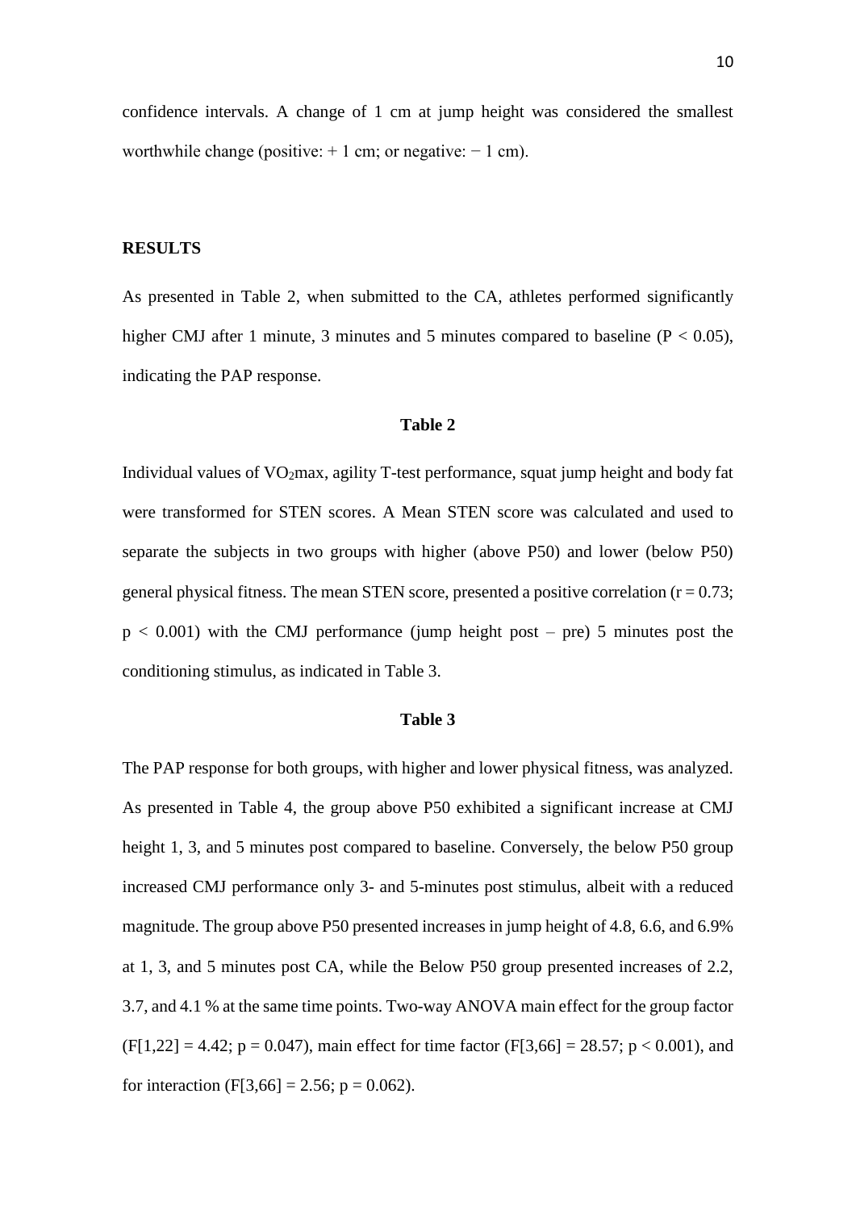confidence intervals. A change of 1 cm at jump height was considered the smallest worthwhile change (positive: + 1 cm; or negative: − 1 cm).

## RESULTS

As presented in Table 2, when submitted to the CA, athletes performed significantly higher CMJ after 1 minute, 3 minutes and 5 minutes compared to baseline ($P < 0.05$), indicating the PAP response.

**Table 2**

Individual values of $VO_2$max, agility T-test performance, squat jump height and body fat were transformed for STEN scores. A Mean STEN score was calculated and used to separate the subjects in two groups with higher (above P50) and lower (below P50) general physical fitness. The mean STEN score, presented a positive correlation ($r = 0.73$; $p < 0.001$) with the CMJ performance (jump height post – pre) 5 minutes post the conditioning stimulus, as indicated in Table 3.

**Table 3**

The PAP response for both groups, with higher and lower physical fitness, was analyzed. As presented in Table 4, the group above P50 exhibited a significant increase at CMJ height 1, 3, and 5 minutes post compared to baseline. Conversely, the below P50 group increased CMJ performance only 3- and 5-minutes post stimulus, albeit with a reduced magnitude. The group above P50 presented increases in jump height of 4.8, 6.6, and 6.9% at 1, 3, and 5 minutes post CA, while the Below P50 group presented increases of 2.2, 3.7, and 4.1 % at the same time points. Two-way ANOVA main effect for the group factor ($F[1,22] = 4.42$; $p = 0.047$), main effect for time factor ($F[3,66] = 28.57$; $p < 0.001$), and for interaction ($F[3,66] = 2.56$; $p = 0.062$).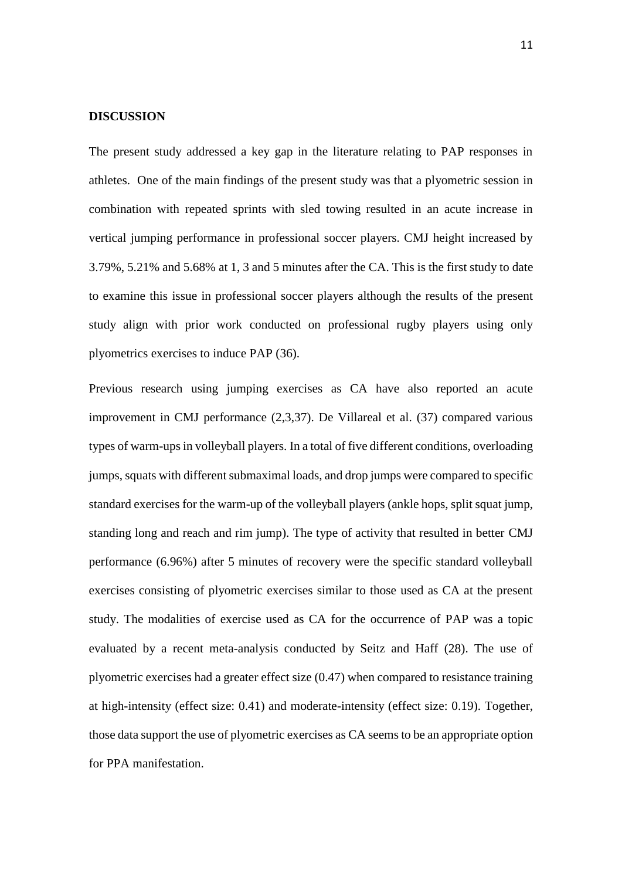**DISCUSSION**

The present study addressed a key gap in the literature relating to PAP responses in athletes. One of the main findings of the present study was that a plyometric session in combination with repeated sprints with sled towing resulted in an acute increase in vertical jumping performance in professional soccer players. CMJ height increased by 3.79%, 5.21% and 5.68% at 1, 3 and 5 minutes after the CA. This is the first study to date to examine this issue in professional soccer players although the results of the present study align with prior work conducted on professional rugby players using only plyometrics exercises to induce PAP (36).

Previous research using jumping exercises as CA have also reported an acute improvement in CMJ performance (2,3,37). De Villareal et al. (37) compared various types of warm-ups in volleyball players. In a total of five different conditions, overloading jumps, squats with different submaximal loads, and drop jumps were compared to specific standard exercises for the warm-up of the volleyball players (ankle hops, split squat jump, standing long and reach and rim jump). The type of activity that resulted in better CMJ performance (6.96%) after 5 minutes of recovery were the specific standard volleyball exercises consisting of plyometric exercises similar to those used as CA at the present study. The modalities of exercise used as CA for the occurrence of PAP was a topic evaluated by a recent meta-analysis conducted by Seitz and Haff (28). The use of plyometric exercises had a greater effect size (0.47) when compared to resistance training at high-intensity (effect size: 0.41) and moderate-intensity (effect size: 0.19). Together, those data support the use of plyometric exercises as CA seems to be an appropriate option for PPA manifestation.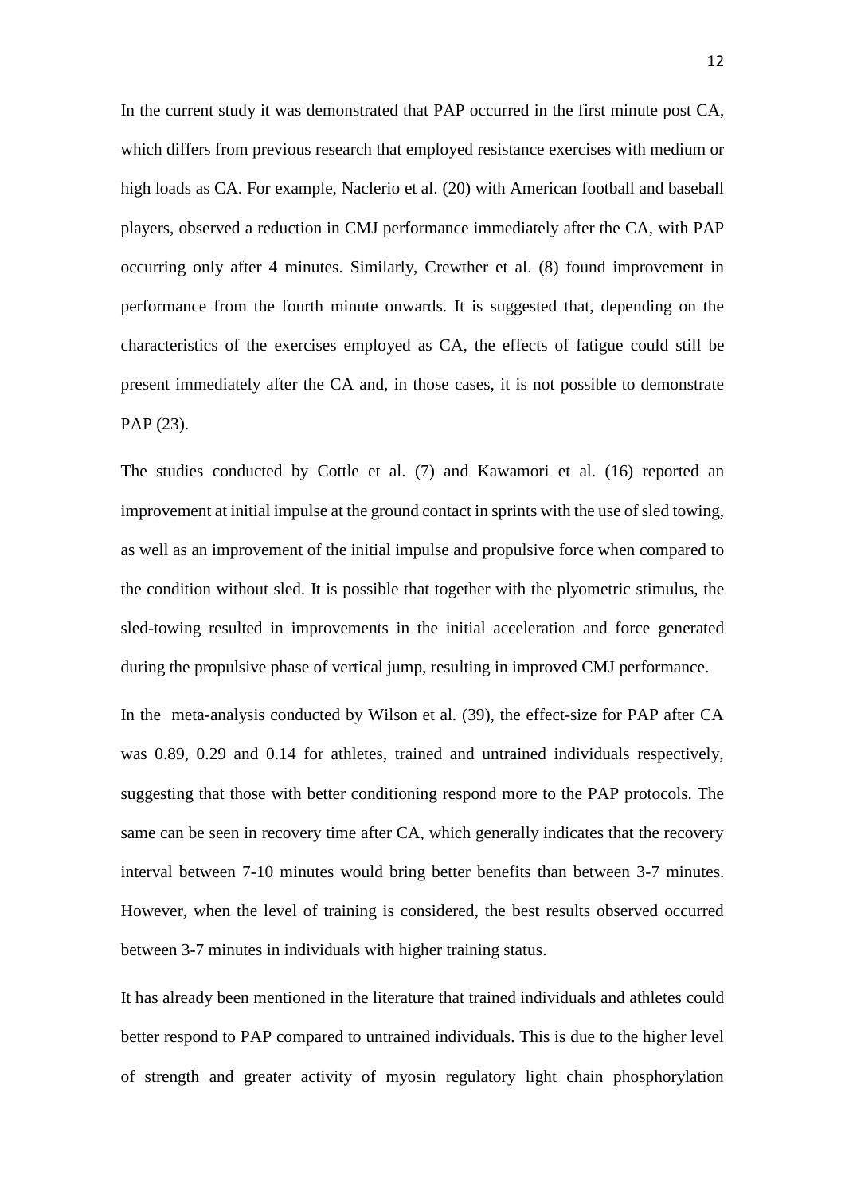In the current study it was demonstrated that PAP occurred in the first minute post CA, which differs from previous research that employed resistance exercises with medium or high loads as CA. For example, Naclerio et al. (20) with American football and baseball players, observed a reduction in CMJ performance immediately after the CA, with PAP occurring only after 4 minutes. Similarly, Crewther et al. (8) found improvement in performance from the fourth minute onwards. It is suggested that, depending on the characteristics of the exercises employed as CA, the effects of fatigue could still be present immediately after the CA and, in those cases, it is not possible to demonstrate PAP (23).

The studies conducted by Cottle et al. (7) and Kawamori et al. (16) reported an improvement at initial impulse at the ground contact in sprints with the use of sled towing, as well as an improvement of the initial impulse and propulsive force when compared to the condition without sled. It is possible that together with the plyometric stimulus, the sled-towing resulted in improvements in the initial acceleration and force generated during the propulsive phase of vertical jump, resulting in improved CMJ performance.

In the meta-analysis conducted by Wilson et al. (39), the effect-size for PAP after CA was 0.89, 0.29 and 0.14 for athletes, trained and untrained individuals respectively, suggesting that those with better conditioning respond more to the PAP protocols. The same can be seen in recovery time after CA, which generally indicates that the recovery interval between 7-10 minutes would bring better benefits than between 3-7 minutes. However, when the level of training is considered, the best results observed occurred between 3-7 minutes in individuals with higher training status.

It has already been mentioned in the literature that trained individuals and athletes could better respond to PAP compared to untrained individuals. This is due to the higher level of strength and greater activity of myosin regulatory light chain phosphorylation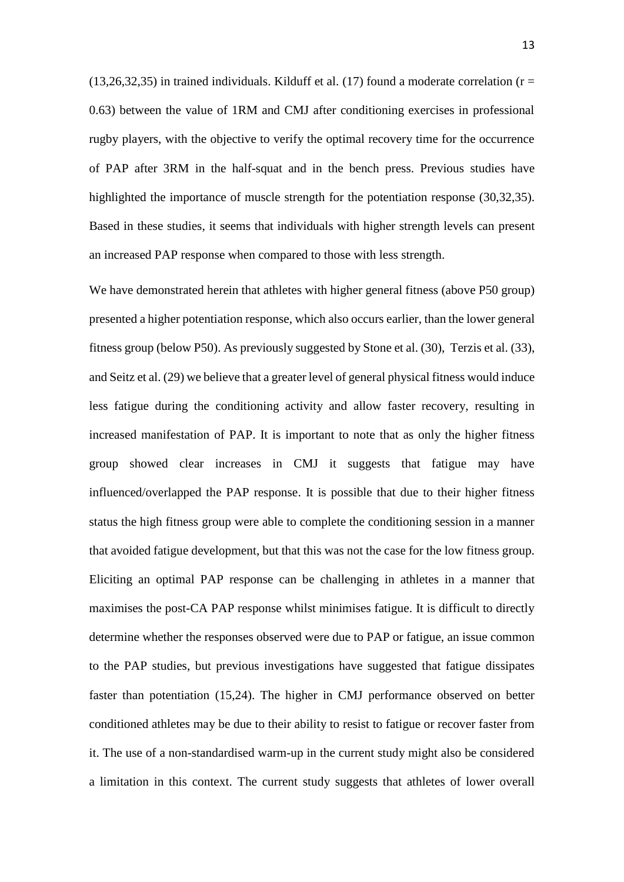(13,26,32,35) in trained individuals. Kilduff et al. (17) found a moderate correlation ($r = 0.63$) between the value of 1RM and CMJ after conditioning exercises in professional rugby players, with the objective to verify the optimal recovery time for the occurrence of PAP after 3RM in the half-squat and in the bench press. Previous studies have highlighted the importance of muscle strength for the potentiation response (30,32,35). Based in these studies, it seems that individuals with higher strength levels can present an increased PAP response when compared to those with less strength.

We have demonstrated herein that athletes with higher general fitness (above P50 group) presented a higher potentiation response, which also occurs earlier, than the lower general fitness group (below P50). As previously suggested by Stone et al. (30), Terzis et al. (33), and Seitz et al. (29) we believe that a greater level of general physical fitness would induce less fatigue during the conditioning activity and allow faster recovery, resulting in increased manifestation of PAP. It is important to note that as only the higher fitness group showed clear increases in CMJ it suggests that fatigue may have influenced/overlapped the PAP response. It is possible that due to their higher fitness status the high fitness group were able to complete the conditioning session in a manner that avoided fatigue development, but that this was not the case for the low fitness group. Eliciting an optimal PAP response can be challenging in athletes in a manner that maximises the post-CA PAP response whilst minimises fatigue. It is difficult to directly determine whether the responses observed were due to PAP or fatigue, an issue common to the PAP studies, but previous investigations have suggested that fatigue dissipates faster than potentiation (15,24). The higher in CMJ performance observed on better conditioned athletes may be due to their ability to resist to fatigue or recover faster from it. The use of a non-standardised warm-up in the current study might also be considered a limitation in this context. The current study suggests that athletes of lower overall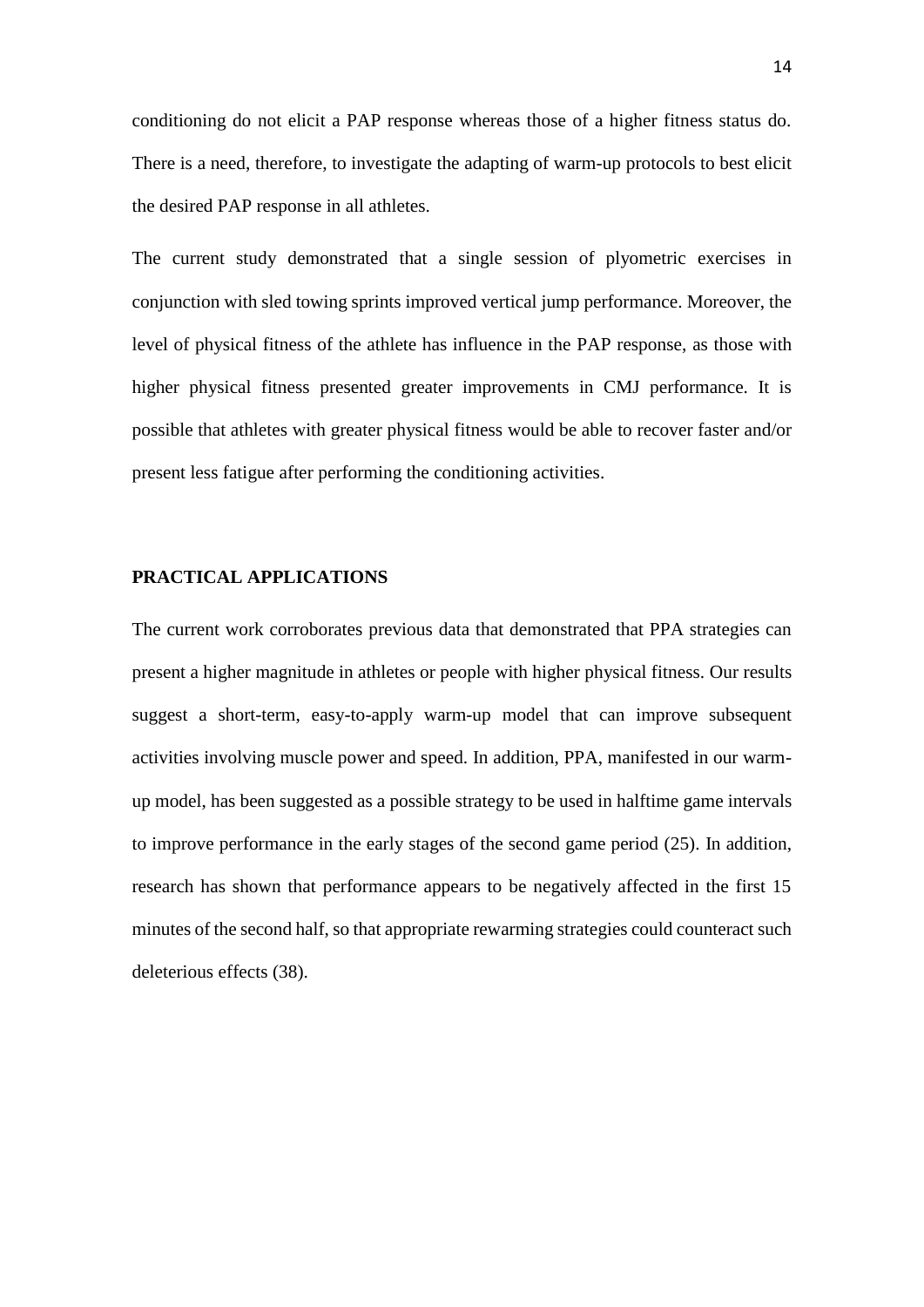conditioning do not elicit a PAP response whereas those of a higher fitness status do. There is a need, therefore, to investigate the adapting of warm-up protocols to best elicit the desired PAP response in all athletes.

The current study demonstrated that a single session of plyometric exercises in conjunction with sled towing sprints improved vertical jump performance. Moreover, the level of physical fitness of the athlete has influence in the PAP response, as those with higher physical fitness presented greater improvements in CMJ performance. It is possible that athletes with greater physical fitness would be able to recover faster and/or present less fatigue after performing the conditioning activities.

## PRACTICAL APPLICATIONS

The current work corroborates previous data that demonstrated that PPA strategies can present a higher magnitude in athletes or people with higher physical fitness. Our results suggest a short-term, easy-to-apply warm-up model that can improve subsequent activities involving muscle power and speed. In addition, PPA, manifested in our warm-up model, has been suggested as a possible strategy to be used in halftime game intervals to improve performance in the early stages of the second game period (25). In addition, research has shown that performance appears to be negatively affected in the first 15 minutes of the second half, so that appropriate rewarming strategies could counteract such deleterious effects (38).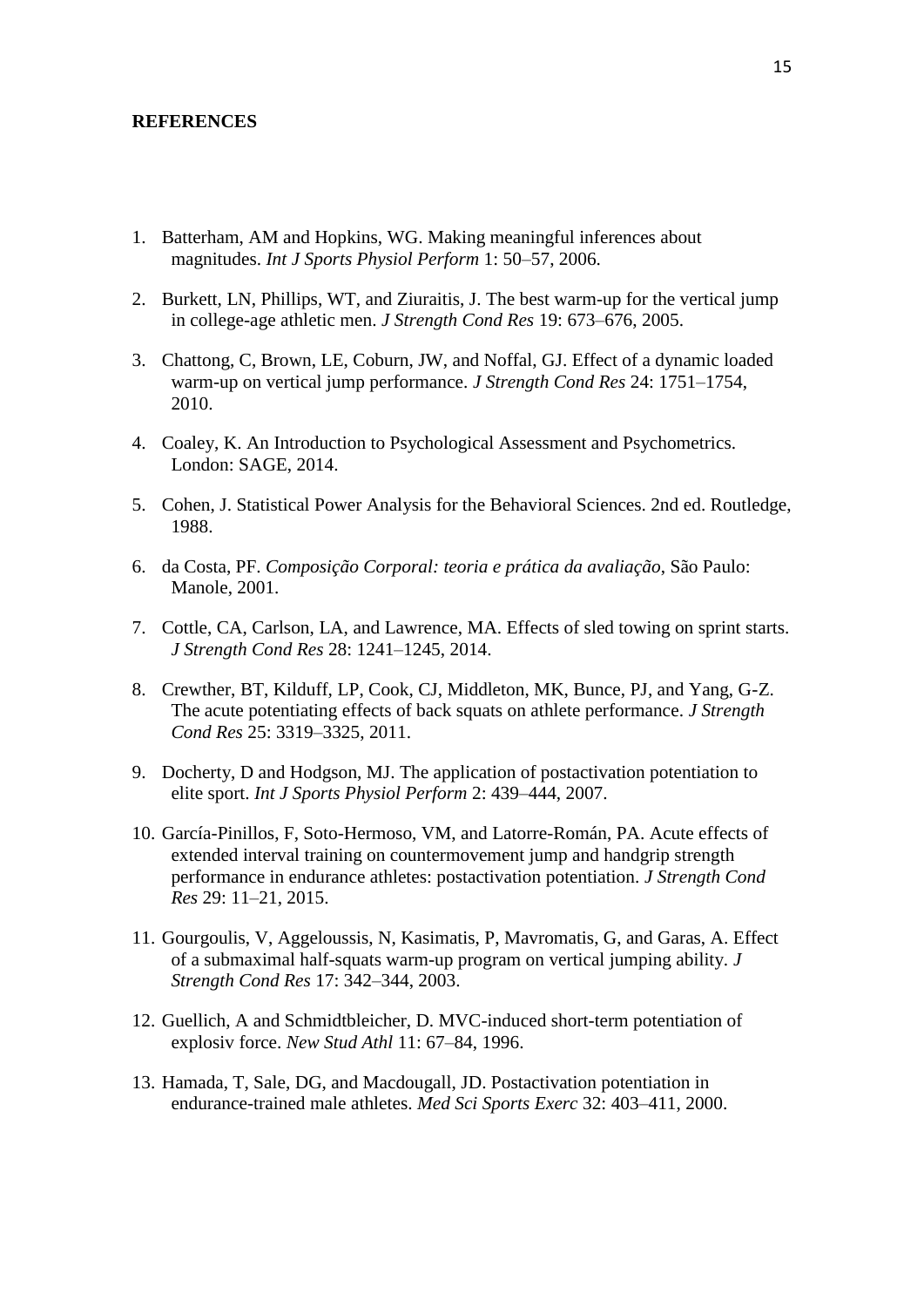**REFERENCES**

1. Batterham, AM and Hopkins, WG. Making meaningful inferences about magnitudes. *Int J Sports Physiol Perform* 1: 50–57, 2006.

2. Burkett, LN, Phillips, WT, and Ziuraitis, J. The best warm-up for the vertical jump in college-age athletic men. *J Strength Cond Res* 19: 673–676, 2005.

3. Chattong, C, Brown, LE, Coburn, JW, and Noffal, GJ. Effect of a dynamic loaded warm-up on vertical jump performance. *J Strength Cond Res* 24: 1751–1754, 2010.

4. Coaley, K. An Introduction to Psychological Assessment and Psychometrics. London: SAGE, 2014.

5. Cohen, J. Statistical Power Analysis for the Behavioral Sciences. 2nd ed. Routledge, 1988.

6. da Costa, PF. *Composição Corporal: teoria e prática da avaliação*, São Paulo: Manole, 2001.

7. Cottle, CA, Carlson, LA, and Lawrence, MA. Effects of sled towing on sprint starts. *J Strength Cond Res* 28: 1241–1245, 2014.

8. Crewther, BT, Kilduff, LP, Cook, CJ, Middleton, MK, Bunce, PJ, and Yang, G-Z. The acute potentiating effects of back squats on athlete performance. *J Strength Cond Res* 25: 3319–3325, 2011.

9. Docherty, D and Hodgson, MJ. The application of postactivation potentiation to elite sport. *Int J Sports Physiol Perform* 2: 439–444, 2007.

10. García-Pinillos, F, Soto-Hermoso, VM, and Latorre-Román, PA. Acute effects of extended interval training on countermovement jump and handgrip strength performance in endurance athletes: postactivation potentiation. *J Strength Cond Res* 29: 11–21, 2015.

11. Gourgoulis, V, Aggeloussis, N, Kasimatis, P, Mavromatis, G, and Garas, A. Effect of a submaximal half-squats warm-up program on vertical jumping ability. *J Strength Cond Res* 17: 342–344, 2003.

12. Guellich, A and Schmidtbleicher, D. MVC-induced short-term potentiation of explosiv force. *New Stud Athl* 11: 67–84, 1996.

13. Hamada, T, Sale, DG, and Macdougall, JD. Postactivation potentiation in endurance-trained male athletes. *Med Sci Sports Exerc* 32: 403–411, 2000.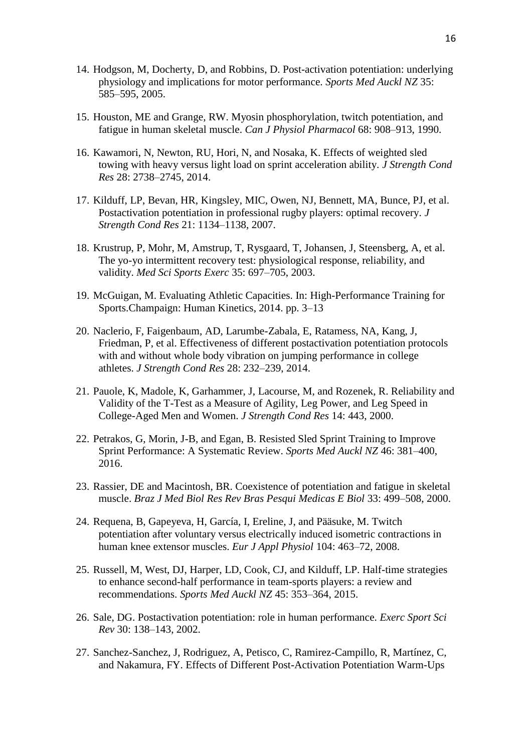14. Hodgson, M, Docherty, D, and Robbins, D. Post-activation potentiation: underlying physiology and implications for motor performance. *Sports Med Auckl NZ* 35: 585–595, 2005.

15. Houston, ME and Grange, RW. Myosin phosphorylation, twitch potentiation, and fatigue in human skeletal muscle. *Can J Physiol Pharmacol* 68: 908–913, 1990.

16. Kawamori, N, Newton, RU, Hori, N, and Nosaka, K. Effects of weighted sled towing with heavy versus light load on sprint acceleration ability. *J Strength Cond Res* 28: 2738–2745, 2014.

17. Kilduff, LP, Bevan, HR, Kingsley, MIC, Owen, NJ, Bennett, MA, Bunce, PJ, et al. Postactivation potentiation in professional rugby players: optimal recovery. *J Strength Cond Res* 21: 1134–1138, 2007.

18. Krustrup, P, Mohr, M, Amstrup, T, Rysgaard, T, Johansen, J, Steensberg, A, et al. The yo-yo intermittent recovery test: physiological response, reliability, and validity. *Med Sci Sports Exerc* 35: 697–705, 2003.

19. McGuigan, M. Evaluating Athletic Capacities. In: High-Performance Training for Sports.Champaign: Human Kinetics, 2014. pp. 3–13

20. Naclerio, F, Faigenbaum, AD, Larumbe-Zabala, E, Ratamess, NA, Kang, J, Friedman, P, et al. Effectiveness of different postactivation potentiation protocols with and without whole body vibration on jumping performance in college athletes. *J Strength Cond Res* 28: 232–239, 2014.

21. Pauole, K, Madole, K, Garhammer, J, Lacourse, M, and Rozenek, R. Reliability and Validity of the T-Test as a Measure of Agility, Leg Power, and Leg Speed in College-Aged Men and Women. *J Strength Cond Res* 14: 443, 2000.

22. Petrakos, G, Morin, J-B, and Egan, B. Resisted Sled Sprint Training to Improve Sprint Performance: A Systematic Review. *Sports Med Auckl NZ* 46: 381–400, 2016.

23. Rassier, DE and Macintosh, BR. Coexistence of potentiation and fatigue in skeletal muscle. *Braz J Med Biol Res Rev Bras Pesqui Medicas E Biol* 33: 499–508, 2000.

24. Requena, B, Gapeyeva, H, García, I, Ereline, J, and Pääsuke, M. Twitch potentiation after voluntary versus electrically induced isometric contractions in human knee extensor muscles. *Eur J Appl Physiol* 104: 463–72, 2008.

25. Russell, M, West, DJ, Harper, LD, Cook, CJ, and Kilduff, LP. Half-time strategies to enhance second-half performance in team-sports players: a review and recommendations. *Sports Med Auckl NZ* 45: 353–364, 2015.

26. Sale, DG. Postactivation potentiation: role in human performance. *Exerc Sport Sci Rev* 30: 138–143, 2002.

27. Sanchez-Sanchez, J, Rodriguez, A, Petisco, C, Ramirez-Campillo, R, Martínez, C, and Nakamura, FY. Effects of Different Post-Activation Potentiation Warm-Ups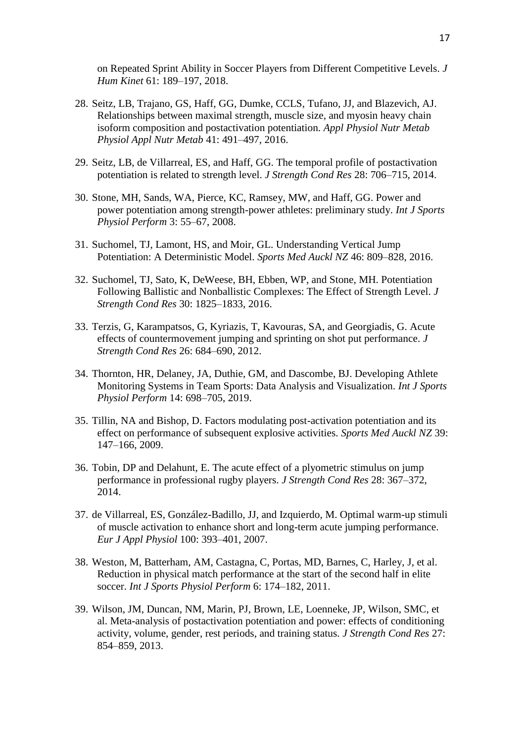on Repeated Sprint Ability in Soccer Players from Different Competitive Levels. *J Hum Kinet* 61: 189–197, 2018.

28. Seitz, LB, Trajano, GS, Haff, GG, Dumke, CCLS, Tufano, JJ, and Blazevich, AJ. Relationships between maximal strength, muscle size, and myosin heavy chain isoform composition and postactivation potentiation. *Appl Physiol Nutr Metab Physiol Appl Nutr Metab* 41: 491–497, 2016.

29. Seitz, LB, de Villarreal, ES, and Haff, GG. The temporal profile of postactivation potentiation is related to strength level. *J Strength Cond Res* 28: 706–715, 2014.

30. Stone, MH, Sands, WA, Pierce, KC, Ramsey, MW, and Haff, GG. Power and power potentiation among strength-power athletes: preliminary study. *Int J Sports Physiol Perform* 3: 55–67, 2008.

31. Suchomel, TJ, Lamont, HS, and Moir, GL. Understanding Vertical Jump Potentiation: A Deterministic Model. *Sports Med Auckl NZ* 46: 809–828, 2016.

32. Suchomel, TJ, Sato, K, DeWeese, BH, Ebben, WP, and Stone, MH. Potentiation Following Ballistic and Nonballistic Complexes: The Effect of Strength Level. *J Strength Cond Res* 30: 1825–1833, 2016.

33. Terzis, G, Karampatsos, G, Kyriazis, T, Kavouras, SA, and Georgiadis, G. Acute effects of countermovement jumping and sprinting on shot put performance. *J Strength Cond Res* 26: 684–690, 2012.

34. Thornton, HR, Delaney, JA, Duthie, GM, and Dascombe, BJ. Developing Athlete Monitoring Systems in Team Sports: Data Analysis and Visualization. *Int J Sports Physiol Perform* 14: 698–705, 2019.

35. Tillin, NA and Bishop, D. Factors modulating post-activation potentiation and its effect on performance of subsequent explosive activities. *Sports Med Auckl NZ* 39: 147–166, 2009.

36. Tobin, DP and Delahunt, E. The acute effect of a plyometric stimulus on jump performance in professional rugby players. *J Strength Cond Res* 28: 367–372, 2014.

37. de Villarreal, ES, González-Badillo, JJ, and Izquierdo, M. Optimal warm-up stimuli of muscle activation to enhance short and long-term acute jumping performance. *Eur J Appl Physiol* 100: 393–401, 2007.

38. Weston, M, Batterham, AM, Castagna, C, Portas, MD, Barnes, C, Harley, J, et al. Reduction in physical match performance at the start of the second half in elite soccer. *Int J Sports Physiol Perform* 6: 174–182, 2011.

39. Wilson, JM, Duncan, NM, Marin, PJ, Brown, LE, Loenneke, JP, Wilson, SMC, et al. Meta-analysis of postactivation potentiation and power: effects of conditioning activity, volume, gender, rest periods, and training status. *J Strength Cond Res* 27: 854–859, 2013.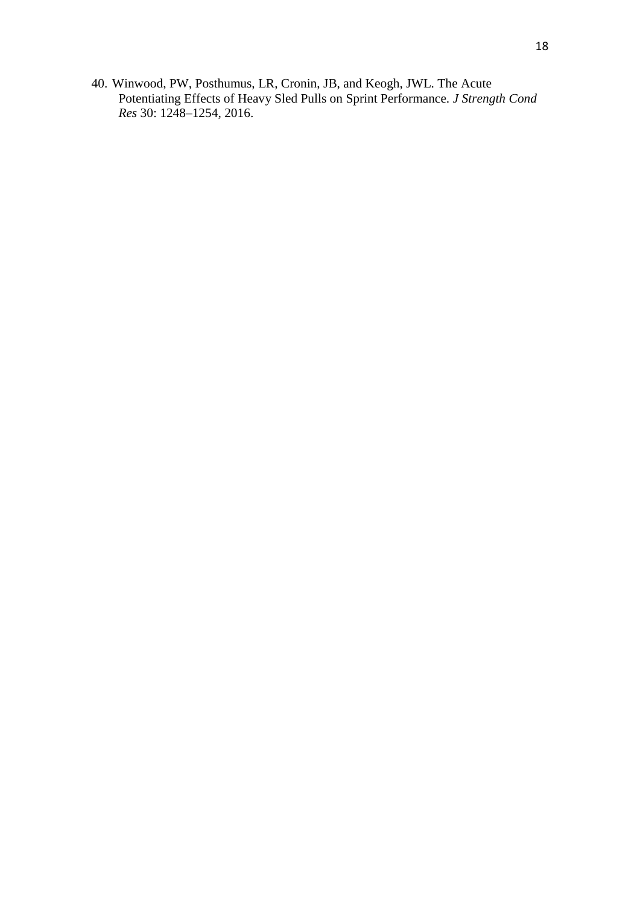40. Winwood, PW, Posthumus, LR, Cronin, JB, and Keogh, JWL. The Acute Potentiating Effects of Heavy Sled Pulls on Sprint Performance. *J Strength Cond Res* 30: 1248–1254, 2016.